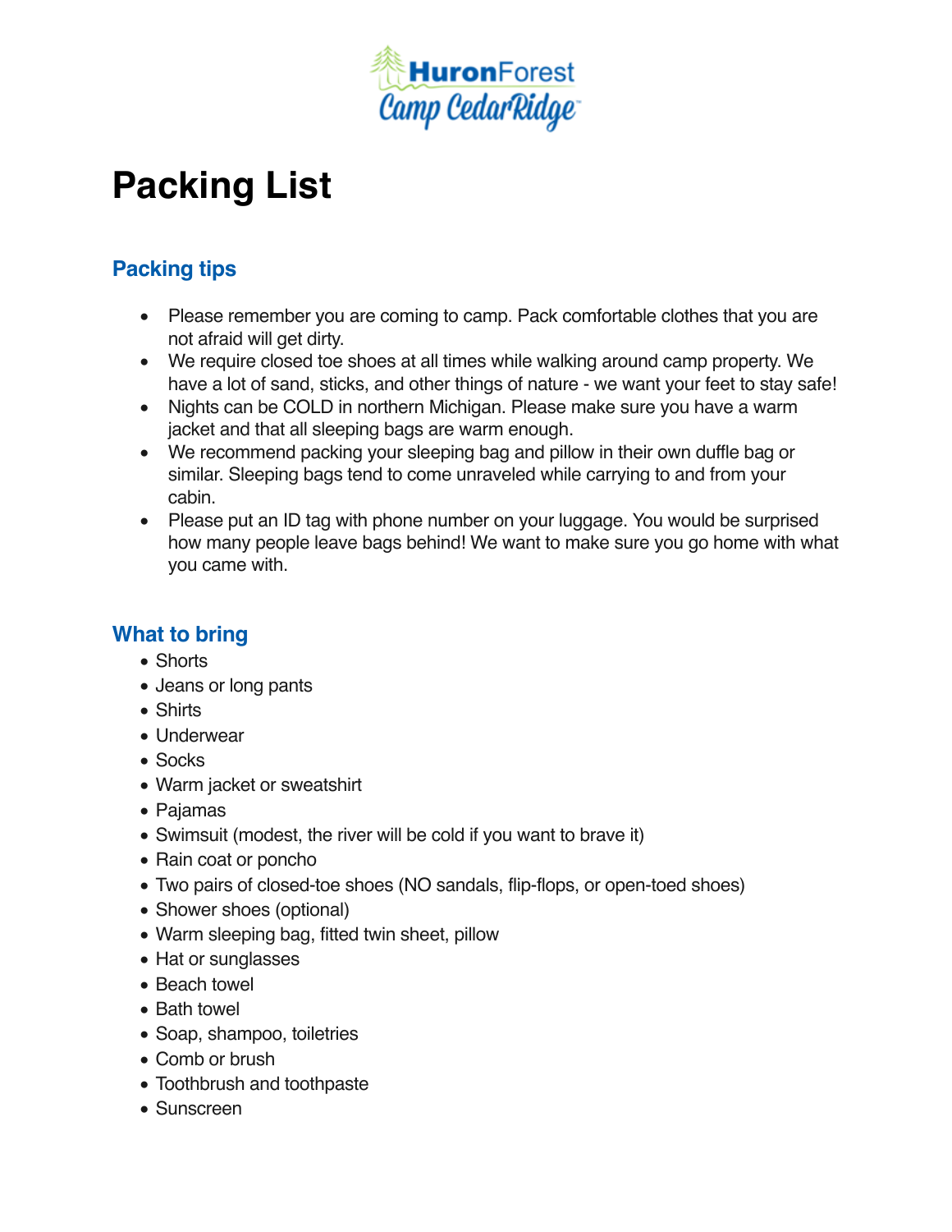HuronForest Camp CedarRidge™

# Packing List

## Packing tips

- Please remember you are coming to camp. Pack comfortable clothes that you are not afraid will get dirty.
- We require closed toe shoes at all times while walking around camp property. We have a lot of sand, sticks, and other things of nature - we want your feet to stay safe!
- Nights can be COLD in northern Michigan. Please make sure you have a warm jacket and that all sleeping bags are warm enough.
- We recommend packing your sleeping bag and pillow in their own duffle bag or similar. Sleeping bags tend to come unraveled while carrying to and from your cabin.
- Please put an ID tag with phone number on your luggage. You would be surprised how many people leave bags behind! We want to make sure you go home with what you came with.

## What to bring

- Shorts
- Jeans or long pants
- Shirts
- Underwear
- Socks
- Warm jacket or sweatshirt
- Pajamas
- Swimsuit (modest, the river will be cold if you want to brave it)
- Rain coat or poncho
- Two pairs of closed-toe shoes (NO sandals, flip-flops, or open-toed shoes)
- Shower shoes (optional)
- Warm sleeping bag, fitted twin sheet, pillow
- Hat or sunglasses
- Beach towel
- Bath towel
- Soap, shampoo, toiletries
- Comb or brush
- Toothbrush and toothpaste
- Sunscreen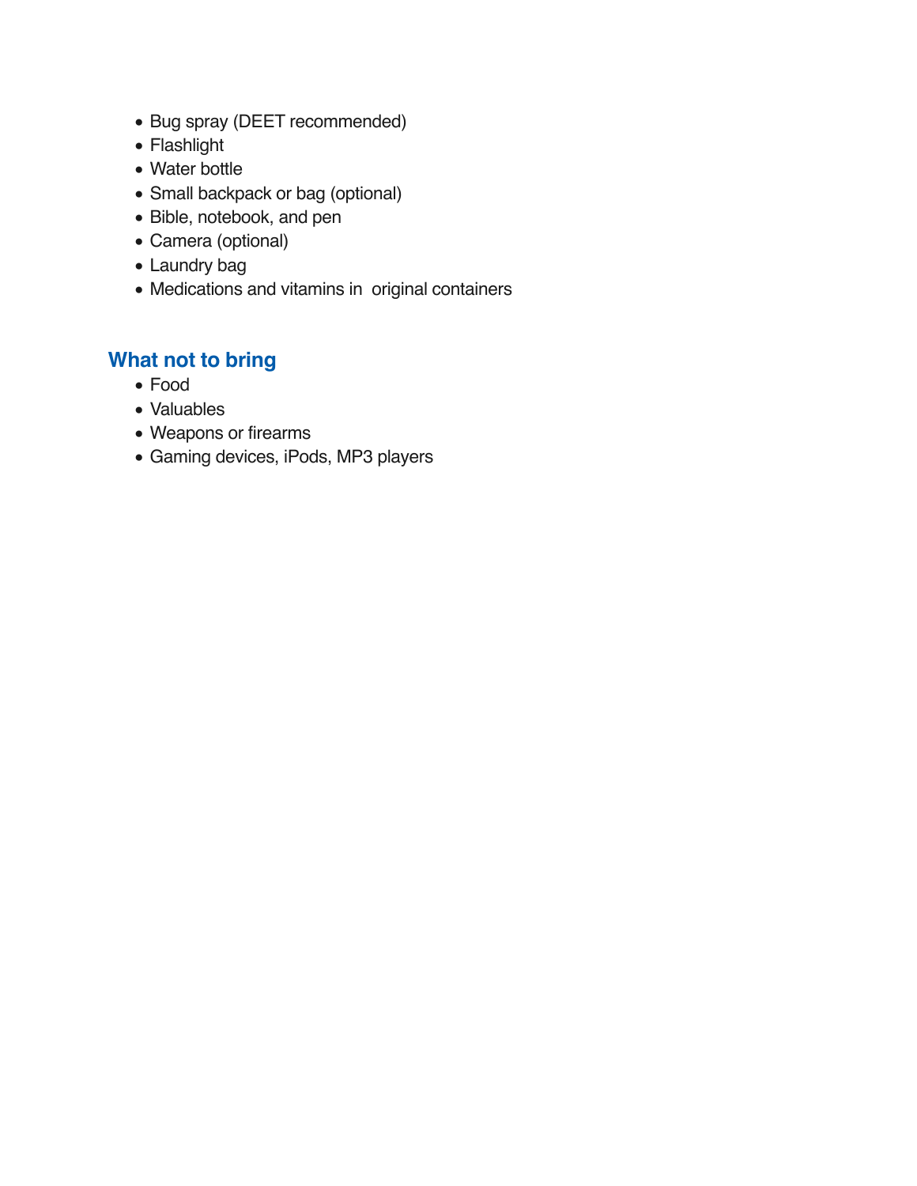- Bug spray (DEET recommended)
- Flashlight
- Water bottle
- Small backpack or bag (optional)
- Bible, notebook, and pen
- Camera (optional)
- Laundry bag
- Medications and vitamins in original containers

## What not to bring

- Food
- Valuables
- Weapons or firearms
- Gaming devices, iPods, MP3 players